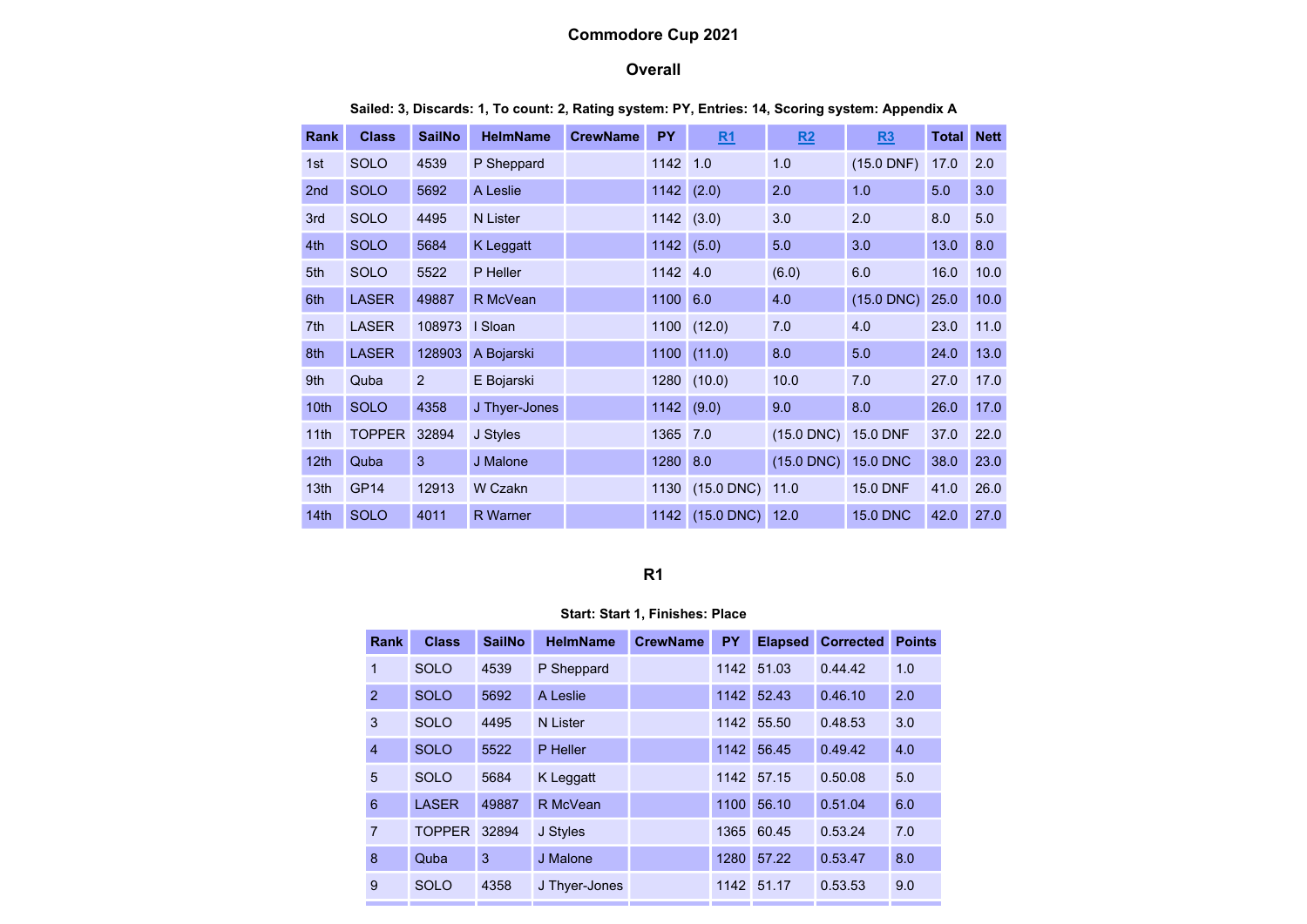# Commodore Cup 2021

## Overall

**Sailed: 3, Discards: 1, To count: 2, Rating system: PY, Entries: 14, Scoring system: Appendix A**

| Rank | Class | SailNo | HelmName | CrewName | PY | R1 | R2 | R3 | Total | Nett |
|---|---|---|---|---|---|---|---|---|---|---|
| 1st | SOLO | 4539 | P Sheppard | | 1142 | 1.0 | 1.0 | (15.0 DNF) | 17.0 | 2.0 |
| 2nd | SOLO | 5692 | A Leslie | | 1142 | (2.0) | 2.0 | 1.0 | 5.0 | 3.0 |
| 3rd | SOLO | 4495 | N Lister | | 1142 | (3.0) | 3.0 | 2.0 | 8.0 | 5.0 |
| 4th | SOLO | 5684 | K Leggatt | | 1142 | (5.0) | 5.0 | 3.0 | 13.0 | 8.0 |
| 5th | SOLO | 5522 | P Heller | | 1142 | 4.0 | (6.0) | 6.0 | 16.0 | 10.0 |
| 6th | LASER | 49887 | R McVean | | 1100 | 6.0 | 4.0 | (15.0 DNC) | 25.0 | 10.0 |
| 7th | LASER | 108973 | I Sloan | | 1100 | (12.0) | 7.0 | 4.0 | 23.0 | 11.0 |
| 8th | LASER | 128903 | A Bojarski | | 1100 | (11.0) | 8.0 | 5.0 | 24.0 | 13.0 |
| 9th | Quba | 2 | E Bojarski | | 1280 | (10.0) | 10.0 | 7.0 | 27.0 | 17.0 |
| 10th | SOLO | 4358 | J Thyer-Jones | | 1142 | (9.0) | 9.0 | 8.0 | 26.0 | 17.0 |
| 11th | TOPPER | 32894 | J Styles | | 1365 | 7.0 | (15.0 DNC) | 15.0 DNF | 37.0 | 22.0 |
| 12th | Quba | 3 | J Malone | | 1280 | 8.0 | (15.0 DNC) | 15.0 DNC | 38.0 | 23.0 |
| 13th | GP14 | 12913 | W Czakn | | 1130 | (15.0 DNC) | 11.0 | 15.0 DNF | 41.0 | 26.0 |
| 14th | SOLO | 4011 | R Warner | | 1142 | (15.0 DNC) | 12.0 | 15.0 DNC | 42.0 | 27.0 |

## R1

**Start: Start 1, Finishes: Place**

| Rank | Class | SailNo | HelmName | CrewName | PY | Elapsed | Corrected | Points |
|---|---|---|---|---|---|---|---|---|
| 1 | SOLO | 4539 | P Sheppard | | 1142 | 51.03 | 0.44.42 | 1.0 |
| 2 | SOLO | 5692 | A Leslie | | 1142 | 52.43 | 0.46.10 | 2.0 |
| 3 | SOLO | 4495 | N Lister | | 1142 | 55.50 | 0.48.53 | 3.0 |
| 4 | SOLO | 5522 | P Heller | | 1142 | 56.45 | 0.49.42 | 4.0 |
| 5 | SOLO | 5684 | K Leggatt | | 1142 | 57.15 | 0.50.08 | 5.0 |
| 6 | LASER | 49887 | R McVean | | 1100 | 56.10 | 0.51.04 | 6.0 |
| 7 | TOPPER | 32894 | J Styles | | 1365 | 60.45 | 0.53.24 | 7.0 |
| 8 | Quba | 3 | J Malone | | 1280 | 57.22 | 0.53.47 | 8.0 |
| 9 | SOLO | 4358 | J Thyer-Jones | | 1142 | 51.17 | 0.53.53 | 9.0 |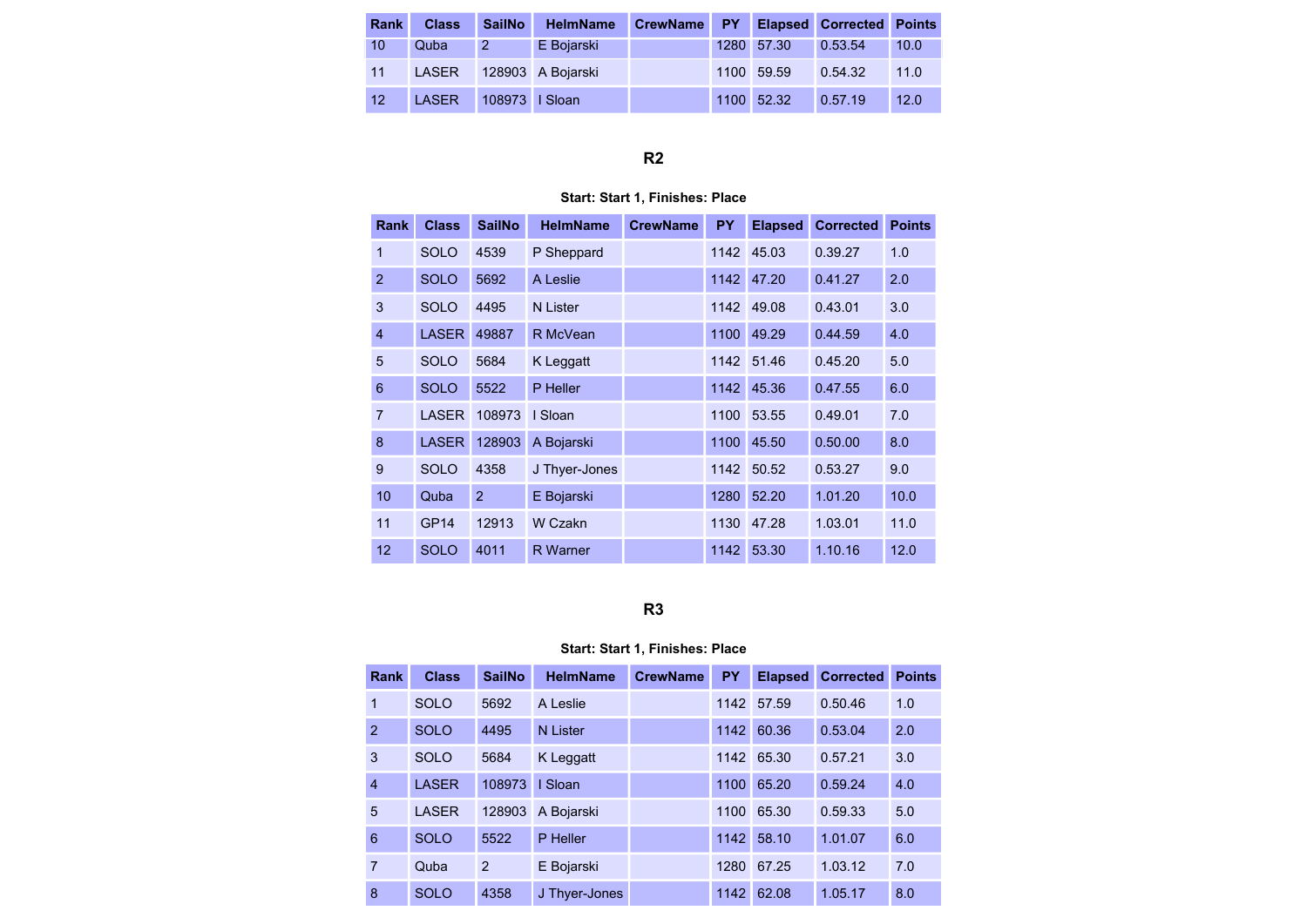| Rank | Class | SailNo | HelmName | CrewName | PY | Elapsed | Corrected | Points |
|---|---|---|---|---|---|---|---|---|
| 10 | Quba | 2 | E Bojarski | | 1280 | 57.30 | 0.53.54 | 10.0 |
| 11 | LASER | 128903 | A Bojarski | | 1100 | 59.59 | 0.54.32 | 11.0 |
| 12 | LASER | 108973 | I Sloan | | 1100 | 52.32 | 0.57.19 | 12.0 |

## R2

**Start: Start 1, Finishes: Place**

| Rank | Class | SailNo | HelmName | CrewName | PY | Elapsed | Corrected | Points |
|---|---|---|---|---|---|---|---|---|
| 1 | SOLO | 4539 | P Sheppard | | 1142 | 45.03 | 0.39.27 | 1.0 |
| 2 | SOLO | 5692 | A Leslie | | 1142 | 47.20 | 0.41.27 | 2.0 |
| 3 | SOLO | 4495 | N Lister | | 1142 | 49.08 | 0.43.01 | 3.0 |
| 4 | LASER | 49887 | R McVean | | 1100 | 49.29 | 0.44.59 | 4.0 |
| 5 | SOLO | 5684 | K Leggatt | | 1142 | 51.46 | 0.45.20 | 5.0 |
| 6 | SOLO | 5522 | P Heller | | 1142 | 45.36 | 0.47.55 | 6.0 |
| 7 | LASER | 108973 | I Sloan | | 1100 | 53.55 | 0.49.01 | 7.0 |
| 8 | LASER | 128903 | A Bojarski | | 1100 | 45.50 | 0.50.00 | 8.0 |
| 9 | SOLO | 4358 | J Thyer-Jones | | 1142 | 50.52 | 0.53.27 | 9.0 |
| 10 | Quba | 2 | E Bojarski | | 1280 | 52.20 | 1.01.20 | 10.0 |
| 11 | GP14 | 12913 | W Czakn | | 1130 | 47.28 | 1.03.01 | 11.0 |
| 12 | SOLO | 4011 | R Warner | | 1142 | 53.30 | 1.10.16 | 12.0 |

## R3

**Start: Start 1, Finishes: Place**

| Rank | Class | SailNo | HelmName | CrewName | PY | Elapsed | Corrected | Points |
|---|---|---|---|---|---|---|---|---|
| 1 | SOLO | 5692 | A Leslie | | 1142 | 57.59 | 0.50.46 | 1.0 |
| 2 | SOLO | 4495 | N Lister | | 1142 | 60.36 | 0.53.04 | 2.0 |
| 3 | SOLO | 5684 | K Leggatt | | 1142 | 65.30 | 0.57.21 | 3.0 |
| 4 | LASER | 108973 | I Sloan | | 1100 | 65.20 | 0.59.24 | 4.0 |
| 5 | LASER | 128903 | A Bojarski | | 1100 | 65.30 | 0.59.33 | 5.0 |
| 6 | SOLO | 5522 | P Heller | | 1142 | 58.10 | 1.01.07 | 6.0 |
| 7 | Quba | 2 | E Bojarski | | 1280 | 67.25 | 1.03.12 | 7.0 |
| 8 | SOLO | 4358 | J Thyer-Jones | | 1142 | 62.08 | 1.05.17 | 8.0 |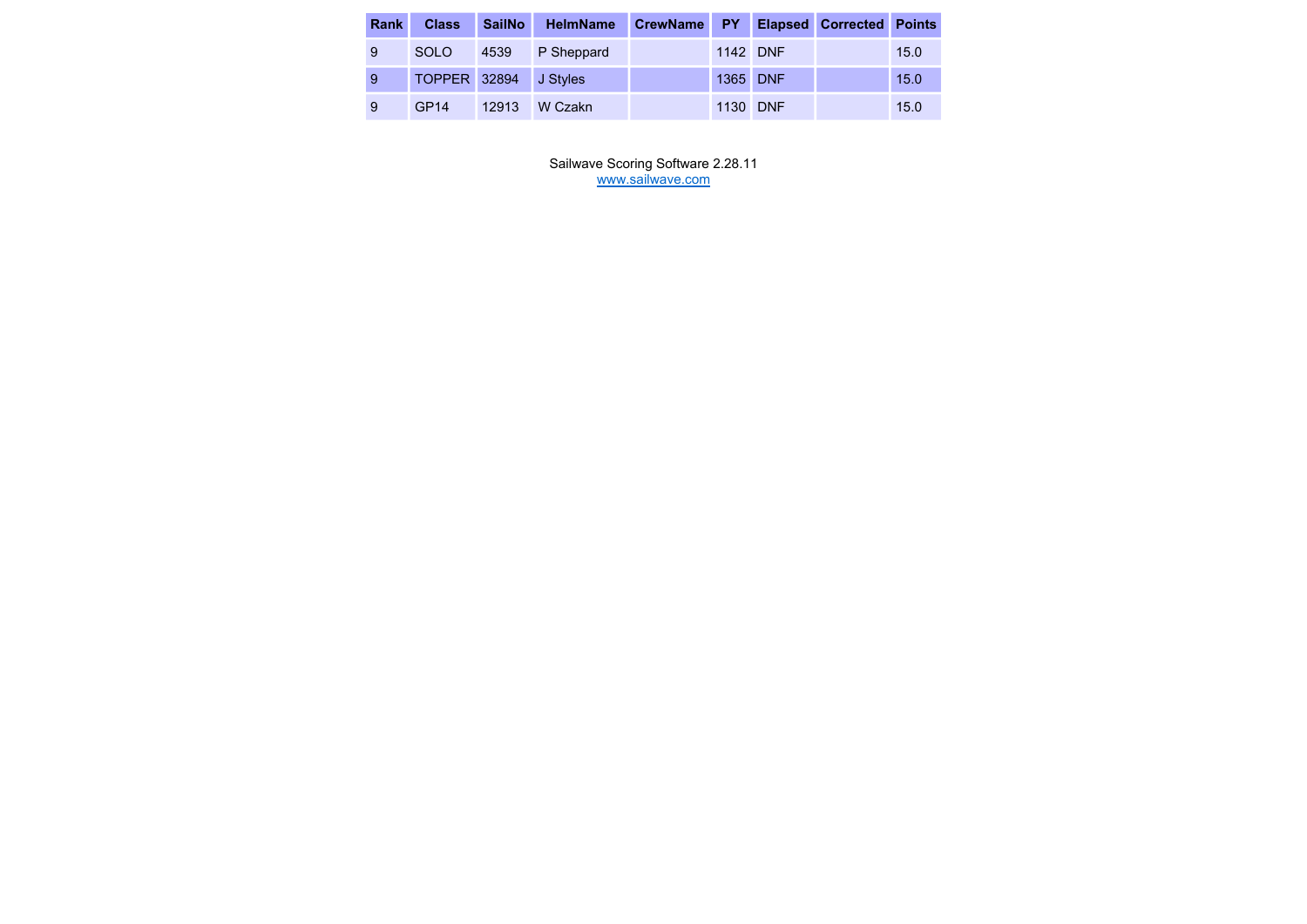| Rank | Class | SailNo | HelmName | CrewName | PY | Elapsed | Corrected | Points |
|---|---|---|---|---|---|---|---|---|
| 9 | SOLO | 4539 | P Sheppard | | 1142 | DNF | | 15.0 |
| 9 | TOPPER | 32894 | J Styles | | 1365 | DNF | | 15.0 |
| 9 | GP14 | 12913 | W Czakn | | 1130 | DNF | | 15.0 |

Sailwave Scoring Software 2.28.11
www.sailwave.com